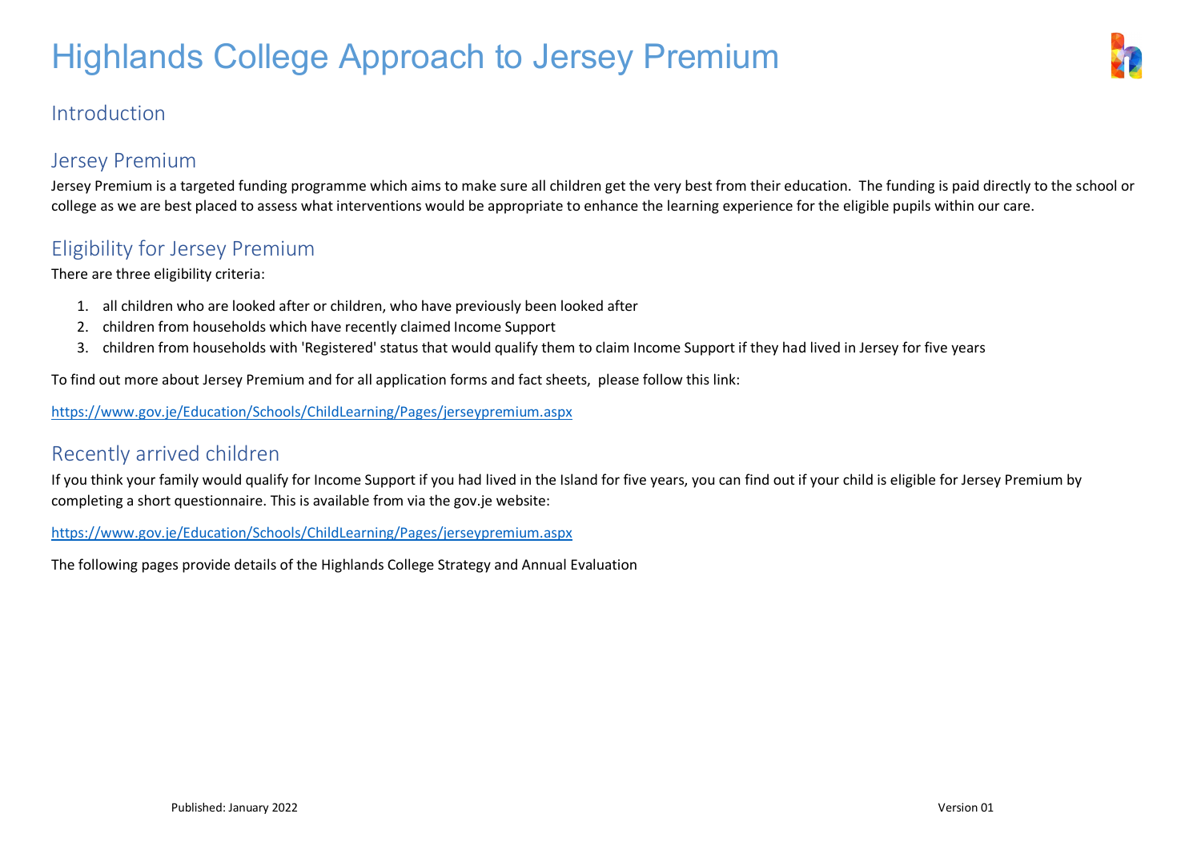# Highlands College Approach to Jersey Premium

## Introduction

## Jersey Premium

Jersey Premium is a targeted funding programme which aims to make sure all children get the very best from their education. The funding is paid directly to the school or college as we are best placed to assess what interventions would be appropriate to enhance the learning experience for the eligible pupils within our care.

## Eligibility for Jersey Premium

There are three eligibility criteria:

1. all children who are looked after or children, who have previously been looked after
2. children from households which have recently claimed Income Support
3. children from households with 'Registered' status that would qualify them to claim Income Support if they had lived in Jersey for five years

To find out more about Jersey Premium and for all application forms and fact sheets, please follow this link:

https://www.gov.je/Education/Schools/ChildLearning/Pages/jerseypremium.aspx

## Recently arrived children

If you think your family would qualify for Income Support if you had lived in the Island for five years, you can find out if your child is eligible for Jersey Premium by completing a short questionnaire. This is available from via the gov.je website:

https://www.gov.je/Education/Schools/ChildLearning/Pages/jerseypremium.aspx

The following pages provide details of the Highlands College Strategy and Annual Evaluation

Published: January 2022

Version 01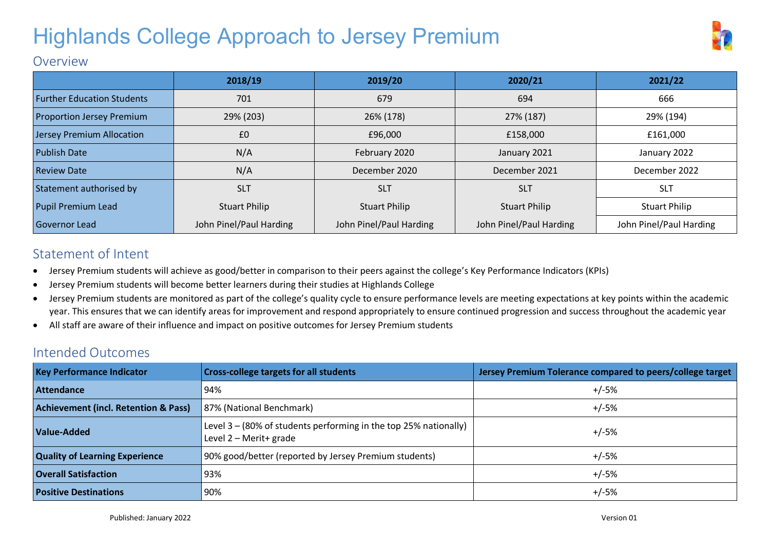# Highlands College Approach to Jersey Premium

## Overview

| | 2018/19 | 2019/20 | 2020/21 | 2021/22 |
|---|---|---|---|---|
| Further Education Students | 701 | 679 | 694 | 666 |
| Proportion Jersey Premium | 29% (203) | 26% (178) | 27% (187) | 29% (194) |
| Jersey Premium Allocation | £0 | £96,000 | £158,000 | £161,000 |
| Publish Date | N/A | February 2020 | January 2021 | January 2022 |
| Review Date | N/A | December 2020 | December 2021 | December 2022 |
| Statement authorised by | SLT | SLT | SLT | SLT |
| Pupil Premium Lead | Stuart Philip | Stuart Philip | Stuart Philip | Stuart Philip |
| Governor Lead | John Pinel/Paul Harding | John Pinel/Paul Harding | John Pinel/Paul Harding | John Pinel/Paul Harding |

## Statement of Intent

- Jersey Premium students will achieve as good/better in comparison to their peers against the college's Key Performance Indicators (KPIs)
- Jersey Premium students will become better learners during their studies at Highlands College
- Jersey Premium students are monitored as part of the college's quality cycle to ensure performance levels are meeting expectations at key points within the academic year. This ensures that we can identify areas for improvement and respond appropriately to ensure continued progression and success throughout the academic year
- All staff are aware of their influence and impact on positive outcomes for Jersey Premium students

## Intended Outcomes

| Key Performance Indicator | Cross-college targets for all students | Jersey Premium Tolerance compared to peers/college target |
|---|---|---|
| **Attendance** | 94% | +/-5% |
| **Achievement (incl. Retention & Pass)** | 87% (National Benchmark) | +/-5% |
| **Value-Added** | Level 3 – (80% of students performing in the top 25% nationally)<br>Level 2 – Merit+ grade | +/-5% |
| **Quality of Learning Experience** | 90% good/better (reported by Jersey Premium students) | +/-5% |
| **Overall Satisfaction** | 93% | +/-5% |
| **Positive Destinations** | 90% | +/-5% |

Published: January 2022

Version 01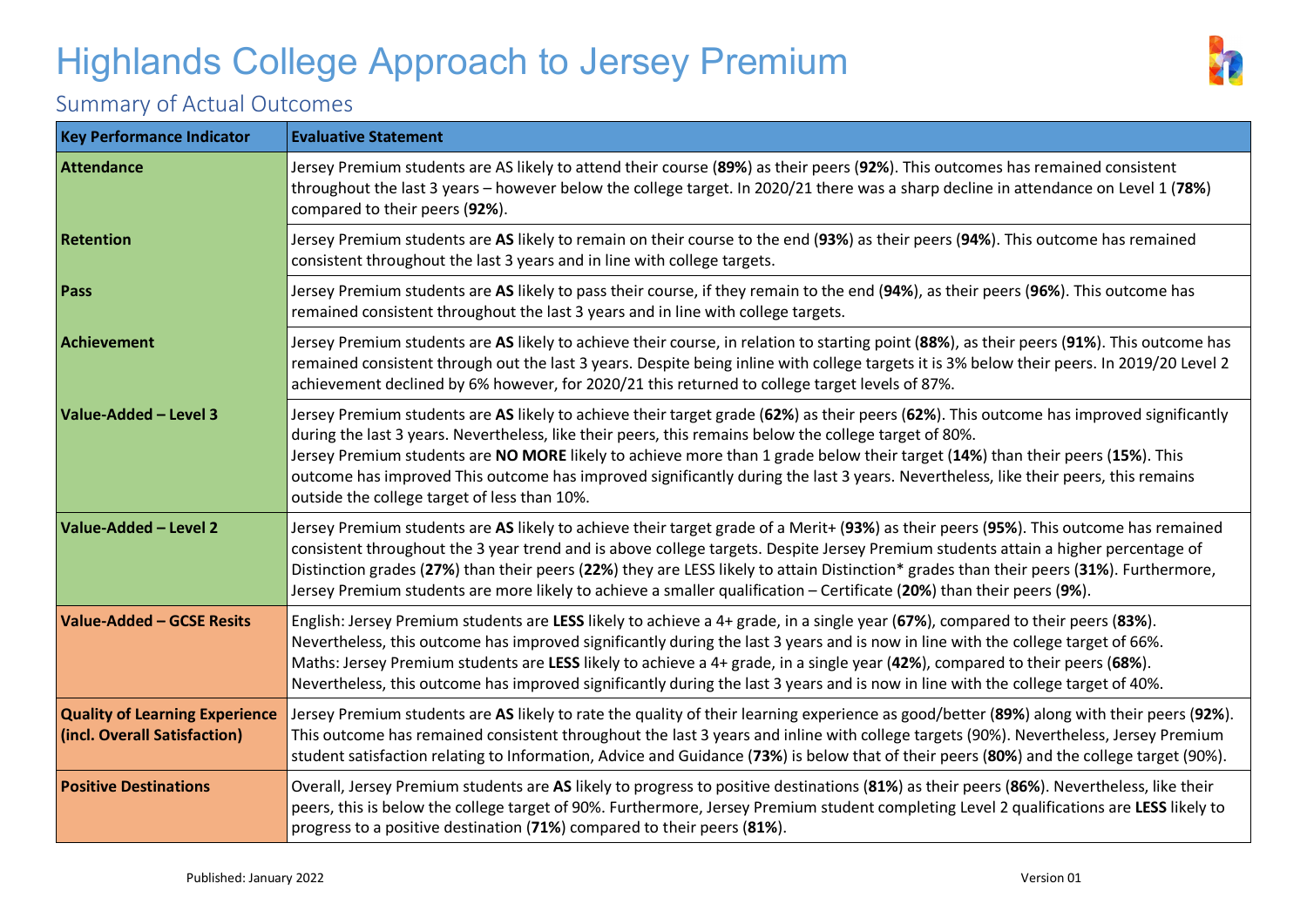# Highlands College Approach to Jersey Premium

## Summary of Actual Outcomes

| Key Performance Indicator | Evaluative Statement |
|---|---|
| **Attendance** | Jersey Premium students are AS likely to attend their course (**89%**) as their peers (**92%**). This outcomes has remained consistent throughout the last 3 years – however below the college target. In 2020/21 there was a sharp decline in attendance on Level 1 (**78%**) compared to their peers (**92%**). |
| **Retention** | Jersey Premium students are **AS** likely to remain on their course to the end (**93%**) as their peers (**94%**). This outcome has remained consistent throughout the last 3 years and in line with college targets. |
| **Pass** | Jersey Premium students are **AS** likely to pass their course, if they remain to the end (**94%**), as their peers (**96%**). This outcome has remained consistent throughout the last 3 years and in line with college targets. |
| **Achievement** | Jersey Premium students are **AS** likely to achieve their course, in relation to starting point (**88%**), as their peers (**91%**). This outcome has remained consistent through out the last 3 years. Despite being inline with college targets it is 3% below their peers. In 2019/20 Level 2 achievement declined by 6% however, for 2020/21 this returned to college target levels of 87%. |
| **Value-Added – Level 3** | Jersey Premium students are **AS** likely to achieve their target grade (**62%**) as their peers (**62%**). This outcome has improved significantly during the last 3 years. Nevertheless, like their peers, this remains below the college target of 80%.<br>Jersey Premium students are **NO MORE** likely to achieve more than 1 grade below their target (**14%**) than their peers (**15%**). This outcome has improved This outcome has improved significantly during the last 3 years. Nevertheless, like their peers, this remains outside the college target of less than 10%. |
| **Value-Added – Level 2** | Jersey Premium students are **AS** likely to achieve their target grade of a Merit+ (**93%**) as their peers (**95%**). This outcome has remained consistent throughout the 3 year trend and is above college targets. Despite Jersey Premium students attain a higher percentage of Distinction grades (**27%**) than their peers (**22%**) they are LESS likely to attain Distinction* grades than their peers (**31%**). Furthermore, Jersey Premium students are more likely to achieve a smaller qualification – Certificate (**20%**) than their peers (**9%**). |
| **Value-Added – GCSE Resits** | English: Jersey Premium students are **LESS** likely to achieve a 4+ grade, in a single year (**67%**), compared to their peers (**83%**). Nevertheless, this outcome has improved significantly during the last 3 years and is now in line with the college target of 66%.<br>Maths: Jersey Premium students are **LESS** likely to achieve a 4+ grade, in a single year (**42%**), compared to their peers (**68%**). Nevertheless, this outcome has improved significantly during the last 3 years and is now in line with the college target of 40%. |
| **Quality of Learning Experience (incl. Overall Satisfaction)** | Jersey Premium students are **AS** likely to rate the quality of their learning experience as good/better (**89%**) along with their peers (**92%**). This outcome has remained consistent throughout the last 3 years and inline with college targets (90%). Nevertheless, Jersey Premium student satisfaction relating to Information, Advice and Guidance (**73%**) is below that of their peers (**80%**) and the college target (90%). |
| **Positive Destinations** | Overall, Jersey Premium students are **AS** likely to progress to positive destinations (**81%**) as their peers (**86%**). Nevertheless, like their peers, this is below the college target of 90%. Furthermore, Jersey Premium student completing Level 2 qualifications are **LESS** likely to progress to a positive destination (**71%**) compared to their peers (**81%**). |

Published: January 2022 Version 01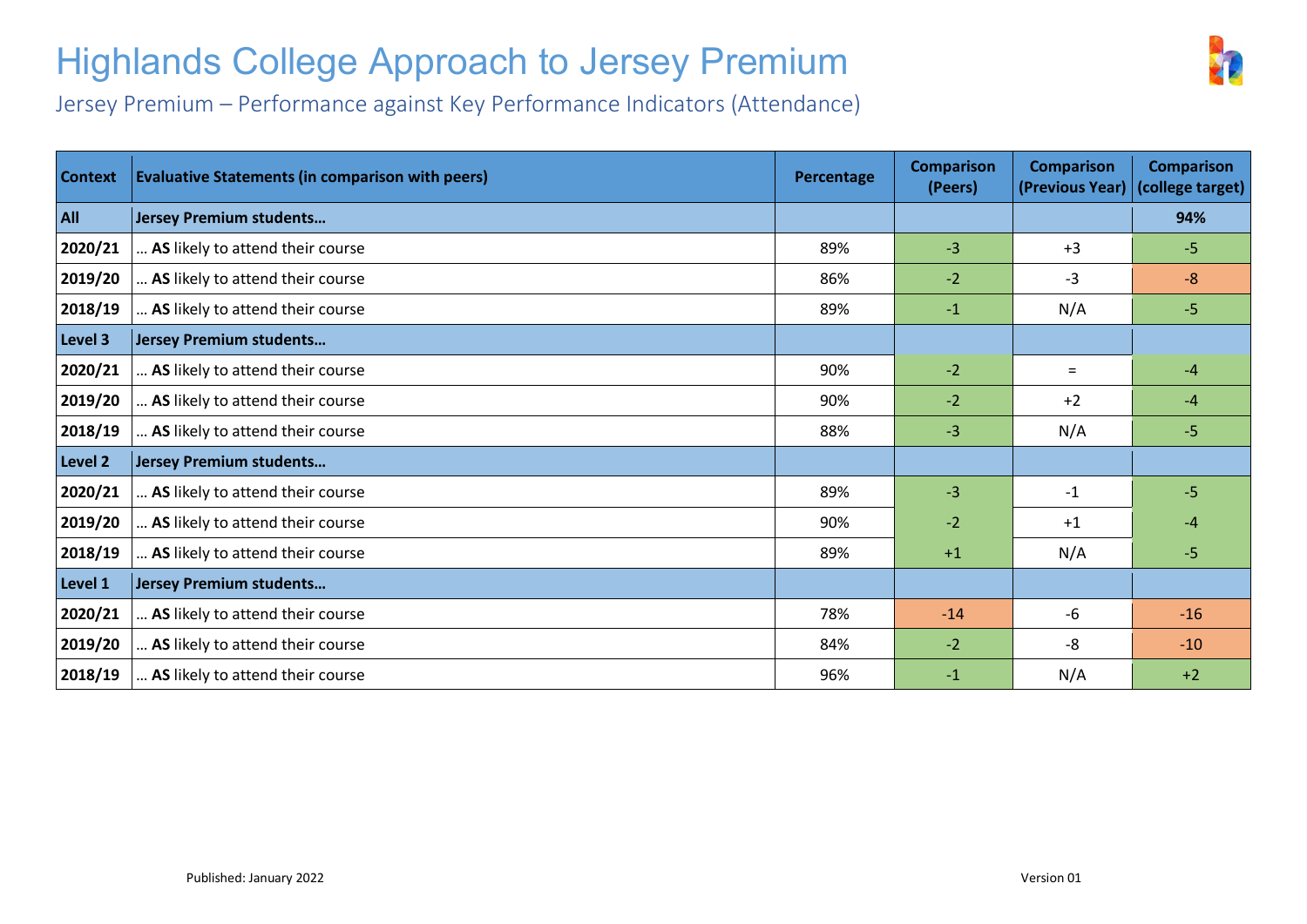# Highlands College Approach to Jersey Premium

## Jersey Premium – Performance against Key Performance Indicators (Attendance)

| Context | Evaluative Statements (in comparison with peers) | Percentage | Comparison (Peers) | Comparison (Previous Year) | Comparison (college target) |
|---|---|---|---|---|---|
| **All** | **Jersey Premium students…** | | | | **94%** |
| **2020/21** | … **AS** likely to attend their course | 89% | -3 | +3 | -5 |
| **2019/20** | … **AS** likely to attend their course | 86% | -2 | -3 | -8 |
| **2018/19** | … **AS** likely to attend their course | 89% | -1 | N/A | -5 |
| **Level 3** | **Jersey Premium students…** | | | | |
| **2020/21** | … **AS** likely to attend their course | 90% | -2 | = | -4 |
| **2019/20** | … **AS** likely to attend their course | 90% | -2 | +2 | -4 |
| **2018/19** | … **AS** likely to attend their course | 88% | -3 | N/A | -5 |
| **Level 2** | **Jersey Premium students…** | | | | |
| **2020/21** | … **AS** likely to attend their course | 89% | -3 | -1 | -5 |
| **2019/20** | … **AS** likely to attend their course | 90% | -2 | +1 | -4 |
| **2018/19** | … **AS** likely to attend their course | 89% | +1 | N/A | -5 |
| **Level 1** | **Jersey Premium students…** | | | | |
| **2020/21** | … **AS** likely to attend their course | 78% | -14 | -6 | -16 |
| **2019/20** | … **AS** likely to attend their course | 84% | -2 | -8 | -10 |
| **2018/19** | … **AS** likely to attend their course | 96% | -1 | N/A | +2 |

Published: January 2022

Version 01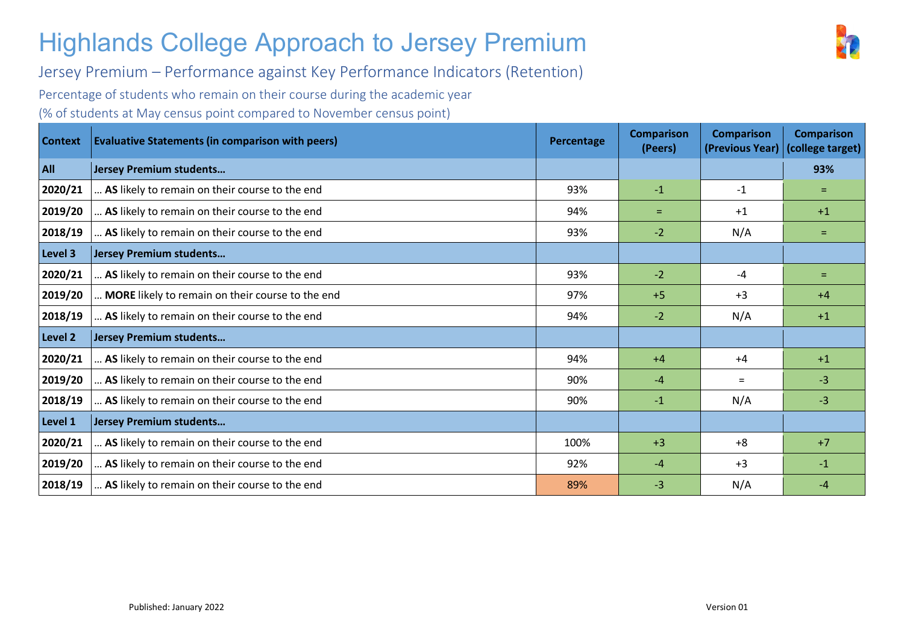# Highlands College Approach to Jersey Premium

## Jersey Premium – Performance against Key Performance Indicators (Retention)

### Percentage of students who remain on their course during the academic year

(% of students at May census point compared to November census point)

| Context | Evaluative Statements (in comparison with peers) | Percentage | Comparison (Peers) | Comparison (Previous Year) | Comparison (college target) |
|---|---|---|---|---|---|
| **All** | **Jersey Premium students…** | | | | **93%** |
| **2020/21** | … **AS** likely to remain on their course to the end | 93% | -1 | -1 | = |
| **2019/20** | … **AS** likely to remain on their course to the end | 94% | = | +1 | +1 |
| **2018/19** | … **AS** likely to remain on their course to the end | 93% | -2 | N/A | = |
| **Level 3** | **Jersey Premium students…** | | | | |
| **2020/21** | … **AS** likely to remain on their course to the end | 93% | -2 | -4 | = |
| **2019/20** | … **MORE** likely to remain on their course to the end | 97% | +5 | +3 | +4 |
| **2018/19** | … **AS** likely to remain on their course to the end | 94% | -2 | N/A | +1 |
| **Level 2** | **Jersey Premium students…** | | | | |
| **2020/21** | … **AS** likely to remain on their course to the end | 94% | +4 | +4 | +1 |
| **2019/20** | … **AS** likely to remain on their course to the end | 90% | -4 | = | -3 |
| **2018/19** | … **AS** likely to remain on their course to the end | 90% | -1 | N/A | -3 |
| **Level 1** | **Jersey Premium students…** | | | | |
| **2020/21** | … **AS** likely to remain on their course to the end | 100% | +3 | +8 | +7 |
| **2019/20** | … **AS** likely to remain on their course to the end | 92% | -4 | +3 | -1 |
| **2018/19** | … **AS** likely to remain on their course to the end | 89% | -3 | N/A | -4 |

Published: January 2022

Version 01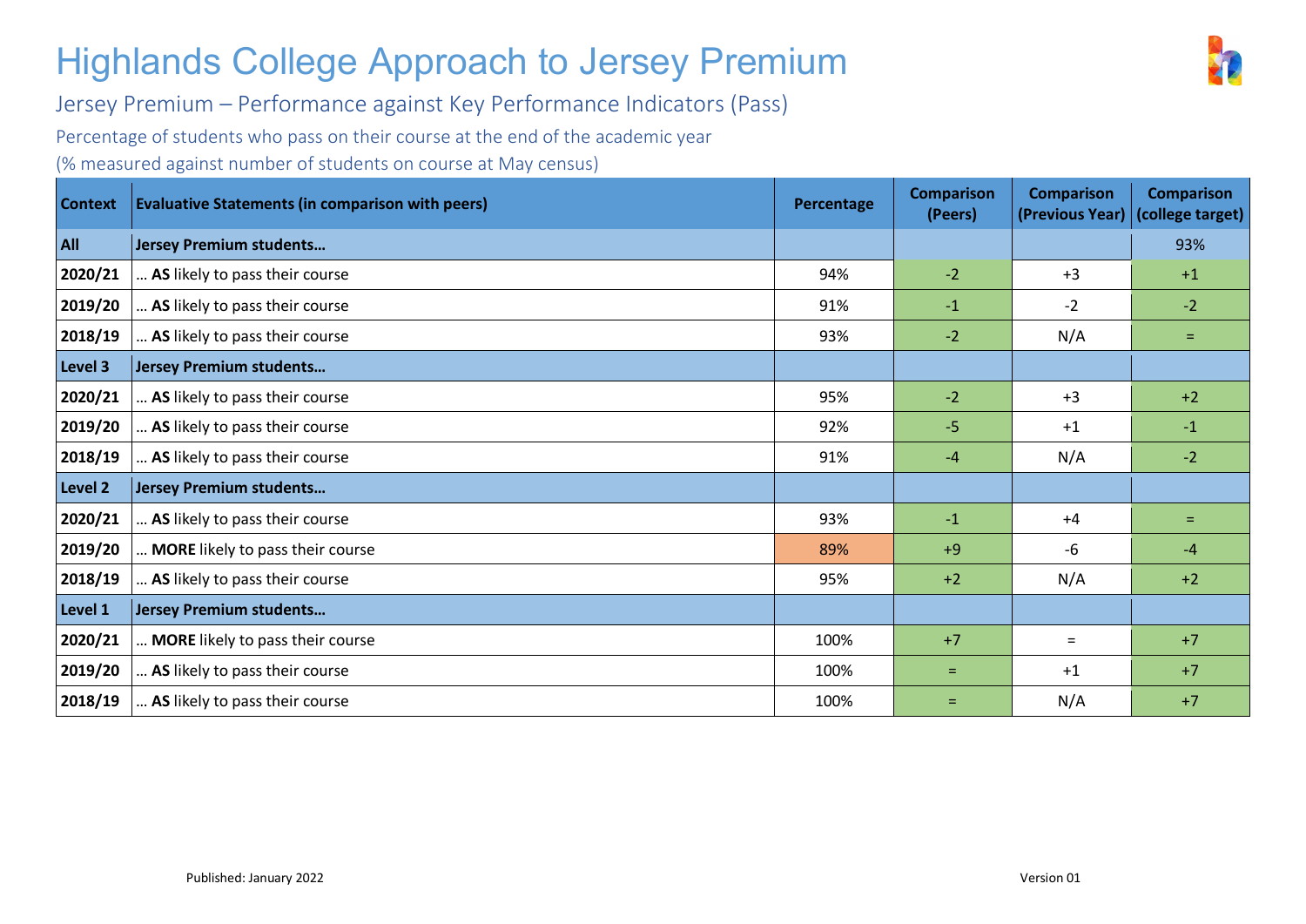# Highlands College Approach to Jersey Premium

## Jersey Premium – Performance against Key Performance Indicators (Pass)

Percentage of students who pass on their course at the end of the academic year

(% measured against number of students on course at May census)

| Context | Evaluative Statements (in comparison with peers) | Percentage | Comparison (Peers) | Comparison (Previous Year) | Comparison (college target) |
|---|---|---|---|---|---|
| **All** | **Jersey Premium students…** | | | | 93% |
| **2020/21** | … **AS** likely to pass their course | 94% | -2 | +3 | +1 |
| **2019/20** | … **AS** likely to pass their course | 91% | -1 | -2 | -2 |
| **2018/19** | … **AS** likely to pass their course | 93% | -2 | N/A | = |
| **Level 3** | **Jersey Premium students…** | | | | |
| **2020/21** | … **AS** likely to pass their course | 95% | -2 | +3 | +2 |
| **2019/20** | … **AS** likely to pass their course | 92% | -5 | +1 | -1 |
| **2018/19** | … **AS** likely to pass their course | 91% | -4 | N/A | -2 |
| **Level 2** | **Jersey Premium students…** | | | | |
| **2020/21** | … **AS** likely to pass their course | 93% | -1 | +4 | = |
| **2019/20** | … **MORE** likely to pass their course | 89% | +9 | -6 | -4 |
| **2018/19** | … **AS** likely to pass their course | 95% | +2 | N/A | +2 |
| **Level 1** | **Jersey Premium students…** | | | | |
| **2020/21** | … **MORE** likely to pass their course | 100% | +7 | = | +7 |
| **2019/20** | … **AS** likely to pass their course | 100% | = | +1 | +7 |
| **2018/19** | … **AS** likely to pass their course | 100% | = | N/A | +7 |

Published: January 2022

Version 01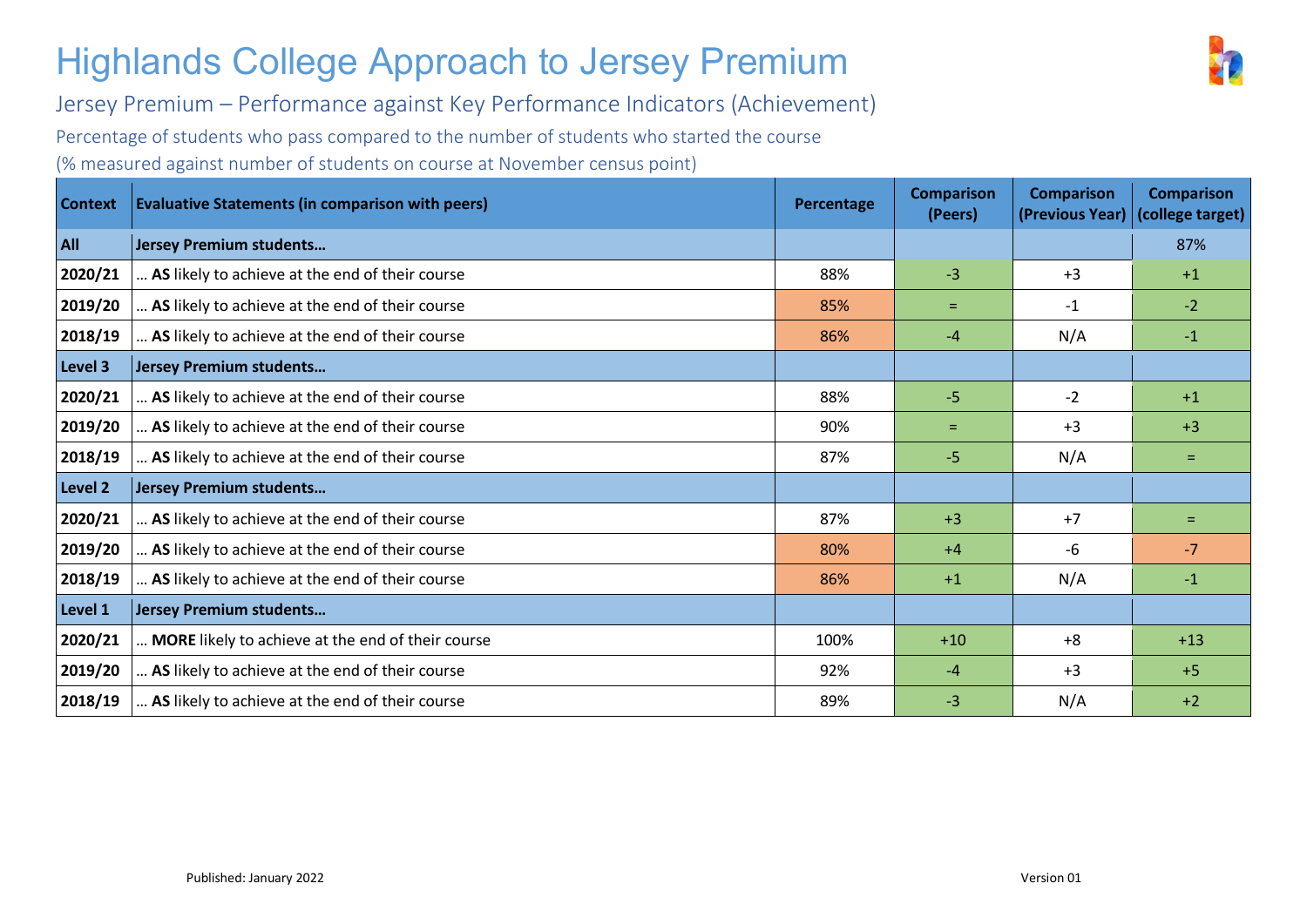# Highlands College Approach to Jersey Premium

## Jersey Premium – Performance against Key Performance Indicators (Achievement)

Percentage of students who pass compared to the number of students who started the course

(% measured against number of students on course at November census point)

| Context | Evaluative Statements (in comparison with peers) | Percentage | Comparison (Peers) | Comparison (Previous Year) | Comparison (college target) |
|---|---|---|---|---|---|
| **All** | **Jersey Premium students…** | | | | 87% |
| **2020/21** | … **AS** likely to achieve at the end of their course | 88% | -3 | +3 | +1 |
| **2019/20** | … **AS** likely to achieve at the end of their course | 85% | = | -1 | -2 |
| **2018/19** | … **AS** likely to achieve at the end of their course | 86% | -4 | N/A | -1 |
| **Level 3** | **Jersey Premium students…** | | | | |
| **2020/21** | … **AS** likely to achieve at the end of their course | 88% | -5 | -2 | +1 |
| **2019/20** | … **AS** likely to achieve at the end of their course | 90% | = | +3 | +3 |
| **2018/19** | … **AS** likely to achieve at the end of their course | 87% | -5 | N/A | = |
| **Level 2** | **Jersey Premium students…** | | | | |
| **2020/21** | … **AS** likely to achieve at the end of their course | 87% | +3 | +7 | = |
| **2019/20** | … **AS** likely to achieve at the end of their course | 80% | +4 | -6 | -7 |
| **2018/19** | … **AS** likely to achieve at the end of their course | 86% | +1 | N/A | -1 |
| **Level 1** | **Jersey Premium students…** | | | | |
| **2020/21** | … **MORE** likely to achieve at the end of their course | 100% | +10 | +8 | +13 |
| **2019/20** | … **AS** likely to achieve at the end of their course | 92% | -4 | +3 | +5 |
| **2018/19** | … **AS** likely to achieve at the end of their course | 89% | -3 | N/A | +2 |

Published: January 2022

Version 01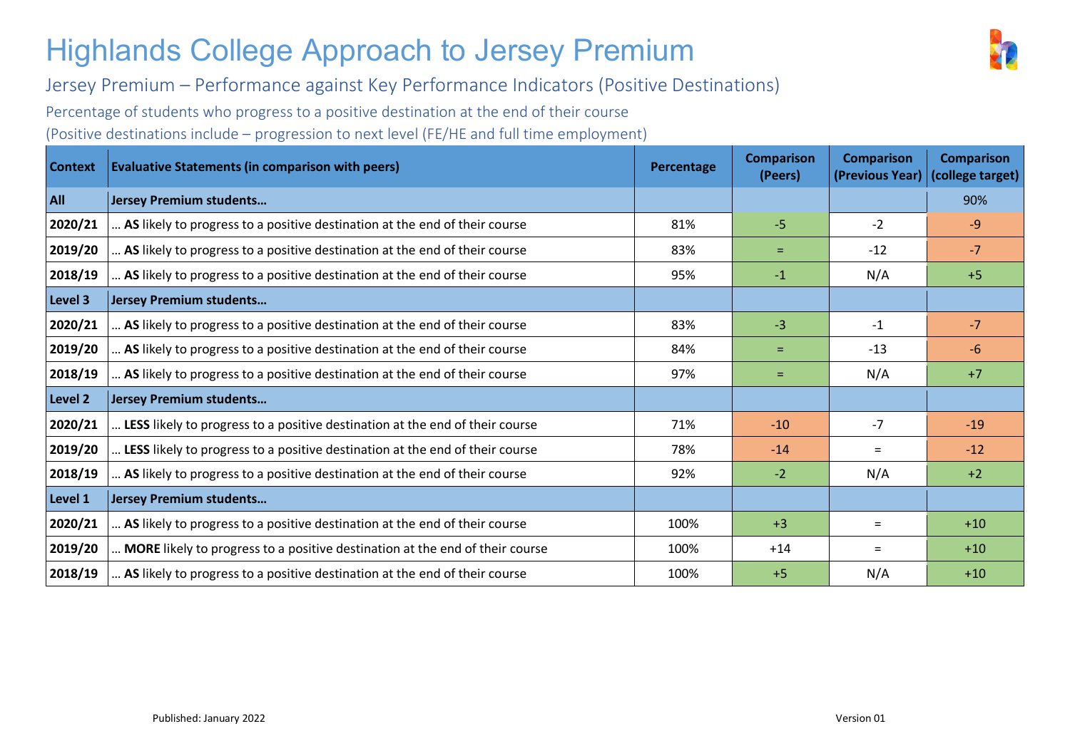# Highlands College Approach to Jersey Premium

## Jersey Premium – Performance against Key Performance Indicators (Positive Destinations)

Percentage of students who progress to a positive destination at the end of their course

(Positive destinations include – progression to next level (FE/HE and full time employment)

| Context | Evaluative Statements (in comparison with peers) | Percentage | Comparison (Peers) | Comparison (Previous Year) | Comparison (college target) |
|---|---|---|---|---|---|
| **All** | **Jersey Premium students…** | | | | 90% |
| **2020/21** | … **AS** likely to progress to a positive destination at the end of their course | 81% | -5 | -2 | -9 |
| **2019/20** | … **AS** likely to progress to a positive destination at the end of their course | 83% | = | -12 | -7 |
| **2018/19** | … **AS** likely to progress to a positive destination at the end of their course | 95% | -1 | N/A | +5 |
| **Level 3** | **Jersey Premium students…** | | | | |
| **2020/21** | … **AS** likely to progress to a positive destination at the end of their course | 83% | -3 | -1 | -7 |
| **2019/20** | … **AS** likely to progress to a positive destination at the end of their course | 84% | = | -13 | -6 |
| **2018/19** | … **AS** likely to progress to a positive destination at the end of their course | 97% | = | N/A | +7 |
| **Level 2** | **Jersey Premium students…** | | | | |
| **2020/21** | … **LESS** likely to progress to a positive destination at the end of their course | 71% | -10 | -7 | -19 |
| **2019/20** | … **LESS** likely to progress to a positive destination at the end of their course | 78% | -14 | = | -12 |
| **2018/19** | … **AS** likely to progress to a positive destination at the end of their course | 92% | -2 | N/A | +2 |
| **Level 1** | **Jersey Premium students…** | | | | |
| **2020/21** | … **AS** likely to progress to a positive destination at the end of their course | 100% | +3 | = | +10 |
| **2019/20** | … **MORE** likely to progress to a positive destination at the end of their course | 100% | +14 | = | +10 |
| **2018/19** | … **AS** likely to progress to a positive destination at the end of their course | 100% | +5 | N/A | +10 |

Published: January 2022

Version 01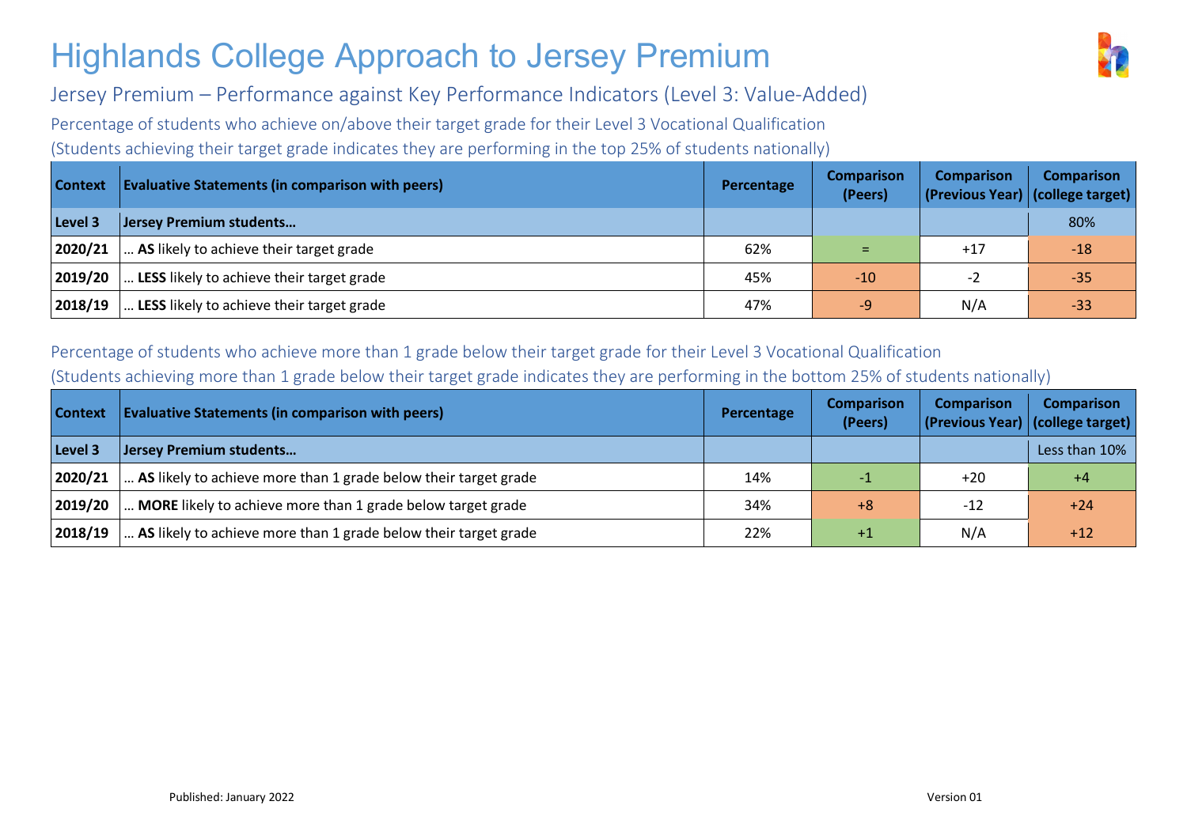# Highlands College Approach to Jersey Premium

## Jersey Premium – Performance against Key Performance Indicators (Level 3: Value-Added)

### Percentage of students who achieve on/above their target grade for their Level 3 Vocational Qualification

(Students achieving their target grade indicates they are performing in the top 25% of students nationally)

| Context | Evaluative Statements (in comparison with peers) | Percentage | Comparison (Peers) | Comparison (Previous Year) | Comparison (college target) |
|---|---|---|---|---|---|
| **Level 3** | **Jersey Premium students…** | | | | 80% |
| **2020/21** | … **AS** likely to achieve their target grade | 62% | = | +17 | -18 |
| **2019/20** | … **LESS** likely to achieve their target grade | 45% | -10 | -2 | -35 |
| **2018/19** | … **LESS** likely to achieve their target grade | 47% | -9 | N/A | -33 |

### Percentage of students who achieve more than 1 grade below their target grade for their Level 3 Vocational Qualification

(Students achieving more than 1 grade below their target grade indicates they are performing in the bottom 25% of students nationally)

| Context | Evaluative Statements (in comparison with peers) | Percentage | Comparison (Peers) | Comparison (Previous Year) | Comparison (college target) |
|---|---|---|---|---|---|
| **Level 3** | **Jersey Premium students…** | | | | Less than 10% |
| **2020/21** | … **AS** likely to achieve more than 1 grade below their target grade | 14% | -1 | +20 | +4 |
| **2019/20** | … **MORE** likely to achieve more than 1 grade below target grade | 34% | +8 | -12 | +24 |
| **2018/19** | … **AS** likely to achieve more than 1 grade below their target grade | 22% | +1 | N/A | +12 |

Published: January 2022

Version 01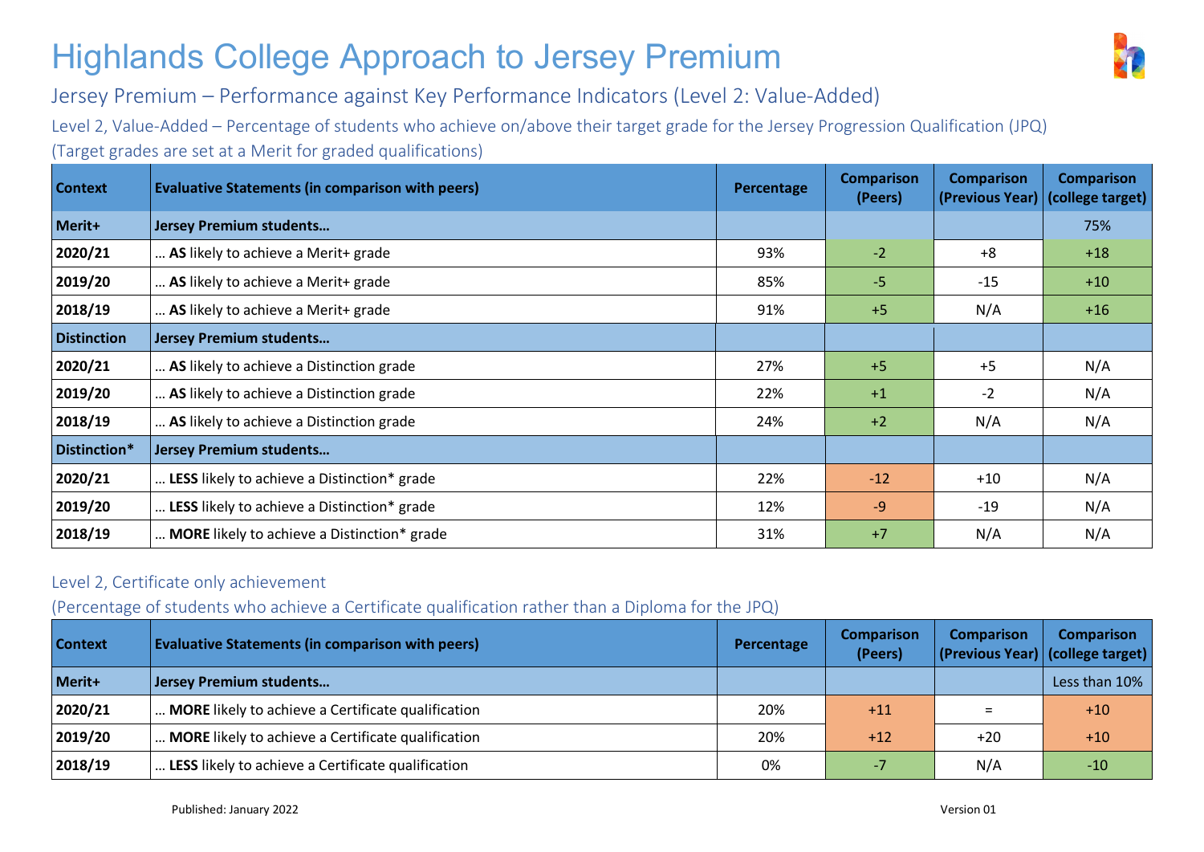# Highlands College Approach to Jersey Premium

## Jersey Premium – Performance against Key Performance Indicators (Level 2: Value-Added)

### Level 2, Value-Added – Percentage of students who achieve on/above their target grade for the Jersey Progression Qualification (JPQ)

(Target grades are set at a Merit for graded qualifications)

| Context | Evaluative Statements (in comparison with peers) | Percentage | Comparison (Peers) | Comparison (Previous Year) | Comparison (college target) |
|---|---|---|---|---|---|
| **Merit+** | **Jersey Premium students…** | | | | 75% |
| **2020/21** | … **AS** likely to achieve a Merit+ grade | 93% | -2 | +8 | +18 |
| **2019/20** | … **AS** likely to achieve a Merit+ grade | 85% | -5 | -15 | +10 |
| **2018/19** | … **AS** likely to achieve a Merit+ grade | 91% | +5 | N/A | +16 |
| **Distinction** | **Jersey Premium students…** | | | | |
| **2020/21** | … **AS** likely to achieve a Distinction grade | 27% | +5 | +5 | N/A |
| **2019/20** | … **AS** likely to achieve a Distinction grade | 22% | +1 | -2 | N/A |
| **2018/19** | … **AS** likely to achieve a Distinction grade | 24% | +2 | N/A | N/A |
| **Distinction*** | **Jersey Premium students…** | | | | |
| **2020/21** | … **LESS** likely to achieve a Distinction* grade | 22% | -12 | +10 | N/A |
| **2019/20** | … **LESS** likely to achieve a Distinction* grade | 12% | -9 | -19 | N/A |
| **2018/19** | … **MORE** likely to achieve a Distinction* grade | 31% | +7 | N/A | N/A |

### Level 2, Certificate only achievement

(Percentage of students who achieve a Certificate qualification rather than a Diploma for the JPQ)

| Context | Evaluative Statements (in comparison with peers) | Percentage | Comparison (Peers) | Comparison (Previous Year) | Comparison (college target) |
|---|---|---|---|---|---|
| **Merit+** | **Jersey Premium students…** | | | | Less than 10% |
| **2020/21** | … **MORE** likely to achieve a Certificate qualification | 20% | +11 | = | +10 |
| **2019/20** | … **MORE** likely to achieve a Certificate qualification | 20% | +12 | +20 | +10 |
| **2018/19** | … **LESS** likely to achieve a Certificate qualification | 0% | -7 | N/A | -10 |

Published: January 2022

Version 01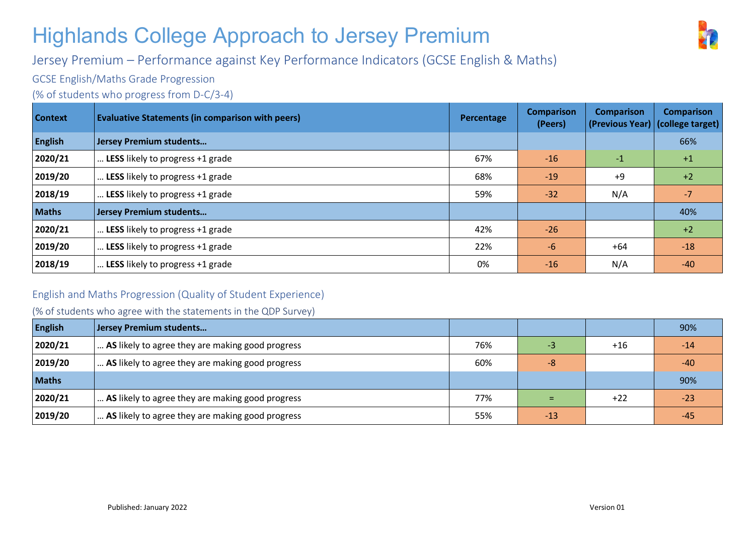# Highlands College Approach to Jersey Premium

## Jersey Premium – Performance against Key Performance Indicators (GCSE English & Maths)

### GCSE English/Maths Grade Progression

(% of students who progress from D-C/3-4)

| Context | Evaluative Statements (in comparison with peers) | Percentage | Comparison (Peers) | Comparison (Previous Year) | Comparison (college target) |
|---|---|---|---|---|---|
| **English** | **Jersey Premium students…** | | | | 66% |
| **2020/21** | … **LESS** likely to progress +1 grade | 67% | -16 | -1 | +1 |
| **2019/20** | … **LESS** likely to progress +1 grade | 68% | -19 | +9 | +2 |
| **2018/19** | … **LESS** likely to progress +1 grade | 59% | -32 | N/A | -7 |
| **Maths** | **Jersey Premium students…** | | | | 40% |
| **2020/21** | … **LESS** likely to progress +1 grade | 42% | -26 | | +2 |
| **2019/20** | … **LESS** likely to progress +1 grade | 22% | -6 | +64 | -18 |
| **2018/19** | … **LESS** likely to progress +1 grade | 0% | -16 | N/A | -40 |

### English and Maths Progression (Quality of Student Experience)

(% of students who agree with the statements in the QDP Survey)

| Context | Evaluative Statements | Percentage | Comparison (Peers) | Comparison (Previous Year) | Comparison (college target) |
|---|---|---|---|---|---|
| **English** | **Jersey Premium students…** | | | | 90% |
| **2020/21** | … **AS** likely to agree they are making good progress | 76% | -3 | +16 | -14 |
| **2019/20** | … **AS** likely to agree they are making good progress | 60% | -8 | | -40 |
| **Maths** | | | | | 90% |
| **2020/21** | … **AS** likely to agree they are making good progress | 77% | = | +22 | -23 |
| **2019/20** | … **AS** likely to agree they are making good progress | 55% | -13 | | -45 |

Published: January 2022

Version 01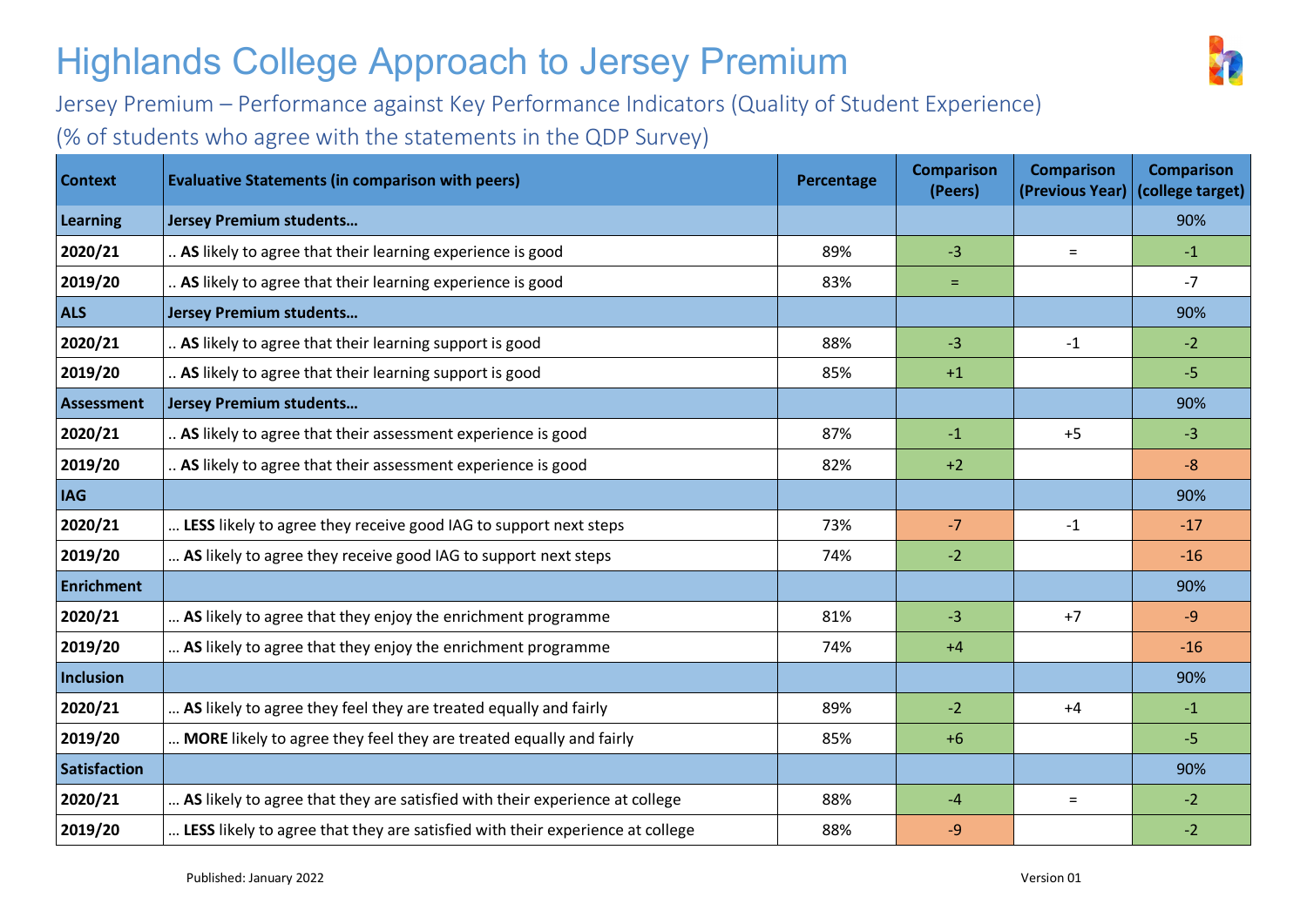# Highlands College Approach to Jersey Premium

Jersey Premium – Performance against Key Performance Indicators (Quality of Student Experience)

(% of students who agree with the statements in the QDP Survey)

| Context | Evaluative Statements (in comparison with peers) | Percentage | Comparison (Peers) | Comparison (Previous Year) | Comparison (college target) |
|---|---|---|---|---|---|
| **Learning** | **Jersey Premium students…** | | | | 90% |
| **2020/21** | .. **AS** likely to agree that their learning experience is good | 89% | -3 | = | -1 |
| **2019/20** | .. **AS** likely to agree that their learning experience is good | 83% | = | | -7 |
| **ALS** | **Jersey Premium students…** | | | | 90% |
| **2020/21** | .. **AS** likely to agree that their learning support is good | 88% | -3 | -1 | -2 |
| **2019/20** | .. **AS** likely to agree that their learning support is good | 85% | +1 | | -5 |
| **Assessment** | **Jersey Premium students…** | | | | 90% |
| **2020/21** | .. **AS** likely to agree that their assessment experience is good | 87% | -1 | +5 | -3 |
| **2019/20** | .. **AS** likely to agree that their assessment experience is good | 82% | +2 | | -8 |
| **IAG** | | | | | 90% |
| **2020/21** | … **LESS** likely to agree they receive good IAG to support next steps | 73% | -7 | -1 | -17 |
| **2019/20** | … **AS** likely to agree they receive good IAG to support next steps | 74% | -2 | | -16 |
| **Enrichment** | | | | | 90% |
| **2020/21** | … **AS** likely to agree that they enjoy the enrichment programme | 81% | -3 | +7 | -9 |
| **2019/20** | … **AS** likely to agree that they enjoy the enrichment programme | 74% | +4 | | -16 |
| **Inclusion** | | | | | 90% |
| **2020/21** | … **AS** likely to agree they feel they are treated equally and fairly | 89% | -2 | +4 | -1 |
| **2019/20** | … **MORE** likely to agree they feel they are treated equally and fairly | 85% | +6 | | -5 |
| **Satisfaction** | | | | | 90% |
| **2020/21** | … **AS** likely to agree that they are satisfied with their experience at college | 88% | -4 | = | -2 |
| **2019/20** | … **LESS** likely to agree that they are satisfied with their experience at college | 88% | -9 | | -2 |

Published: January 2022

Version 01